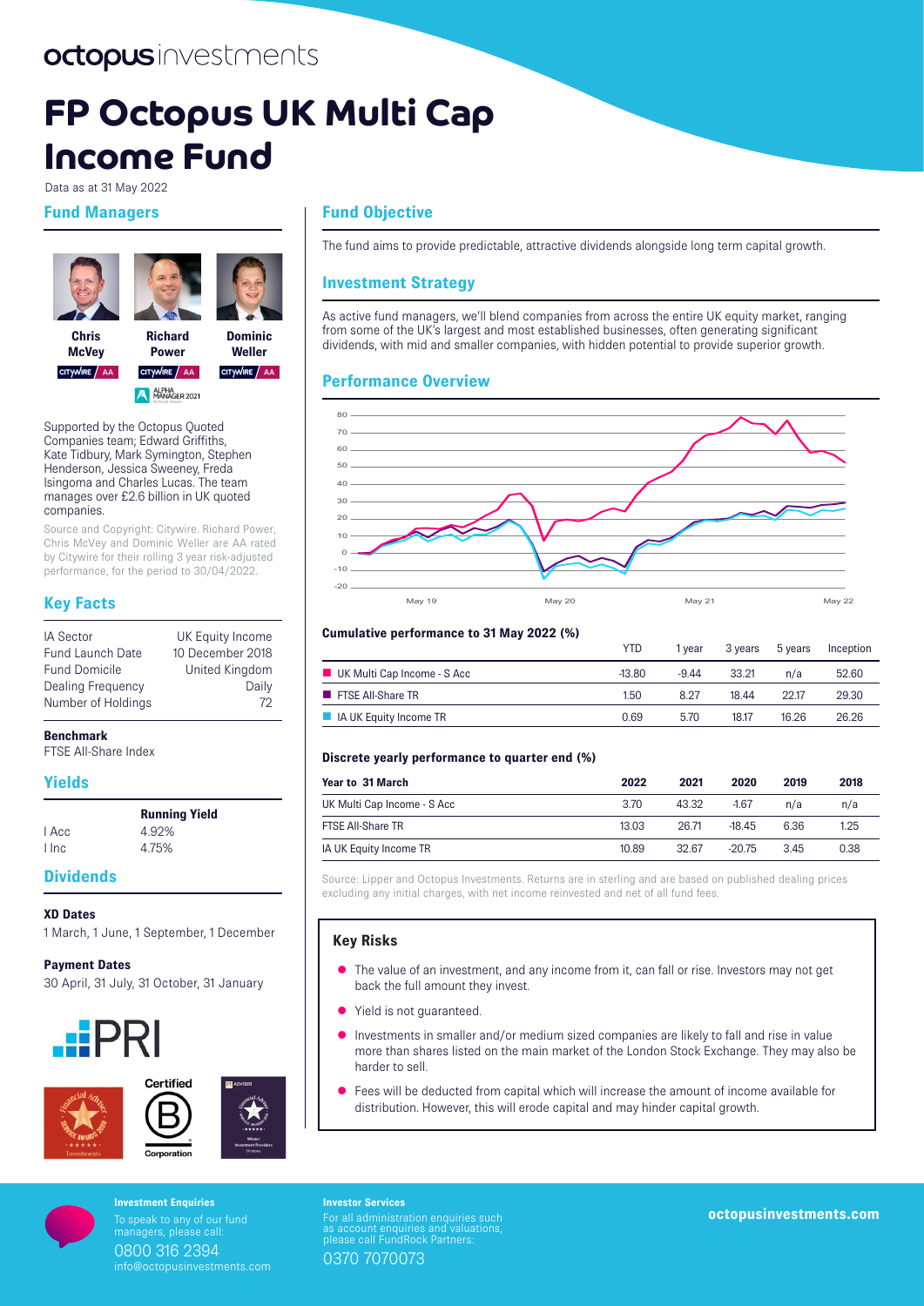octopusinvestments

# FP Octopus UK Multi Cap Income Fund

Data as at 31 May 2022

## Fund Managers

**Chris McVey** CITYWIRE / AA

**Richard Power** CITYWIRE / AA, ALPHA MANAGER 2021

**Dominic Weller** CITYWIRE / AA

Supported by the Octopus Quoted Companies team; Edward Griffiths, Kate Tidbury, Mark Symington, Stephen Henderson, Jessica Sweeney, Freda Isingoma and Charles Lucas. The team manages over £2.6 billion in UK quoted companies.

Source and Copyright: Citywire. Richard Power, Chris McVey and Dominic Weller are AA rated by Citywire for their rolling 3 year risk-adjusted performance, for the period to 30/04/2022.

## Key Facts

| | |
|---|---|
| IA Sector | UK Equity Income |
| Fund Launch Date | 10 December 2018 |
| Fund Domicile | United Kingdom |
| Dealing Frequency | Daily |
| Number of Holdings | 72 |

**Benchmark**

FTSE All-Share Index

## Yields

| | Running Yield |
|---|---|
| I Acc | 4.92% |
| I Inc | 4.75% |

## Dividends

**XD Dates**

1 March, 1 June, 1 September, 1 December

**Payment Dates**

30 April, 31 July, 31 October, 31 January

PRI

Certified B Corporation

## Fund Objective

The fund aims to provide predictable, attractive dividends alongside long term capital growth.

## Investment Strategy

As active fund managers, we'll blend companies from across the entire UK equity market, ranging from some of the UK's largest and most established businesses, often generating significant dividends, with mid and smaller companies, with hidden potential to provide superior growth.

## Performance Overview

### Cumulative performance to 31 May 2022 (%)

| | YTD | 1 year | 3 years | 5 years | Inception |
|---|---|---|---|---|---|
| UK Multi Cap Income - S Acc | -13.80 | -9.44 | 33.21 | n/a | 52.60 |
| FTSE All-Share TR | 1.50 | 8.27 | 18.44 | 22.17 | 29.30 |
| IA UK Equity Income TR | 0.69 | 5.70 | 18.17 | 16.26 | 26.26 |

### Discrete yearly performance to quarter end (%)

| Year to 31 March | 2022 | 2021 | 2020 | 2019 | 2018 |
|---|---|---|---|---|---|
| UK Multi Cap Income - S Acc | 3.70 | 43.32 | -1.67 | n/a | n/a |
| FTSE All-Share TR | 13.03 | 26.71 | -18.45 | 6.36 | 1.25 |
| IA UK Equity Income TR | 10.89 | 32.67 | -20.75 | 3.45 | 0.38 |

Source: Lipper and Octopus Investments. Returns are in sterling and are based on published dealing prices excluding any initial charges, with net income reinvested and net of all fund fees.

### Key Risks

- The value of an investment, and any income from it, can fall or rise. Investors may not get back the full amount they invest.
- Yield is not guaranteed.
- Investments in smaller and/or medium sized companies are likely to fall and rise in value more than shares listed on the main market of the London Stock Exchange. They may also be harder to sell.
- Fees will be deducted from capital which will increase the amount of income available for distribution. However, this will erode capital and may hinder capital growth.

**Investment Enquiries**

To speak to any of our fund managers, please call:

0800 316 2394

info@octopusinvestments.com

**Investor Services**

For all administration enquiries such as account enquiries and valuations, please call FundRock Partners:

0370 7070073

**octopusinvestments.com**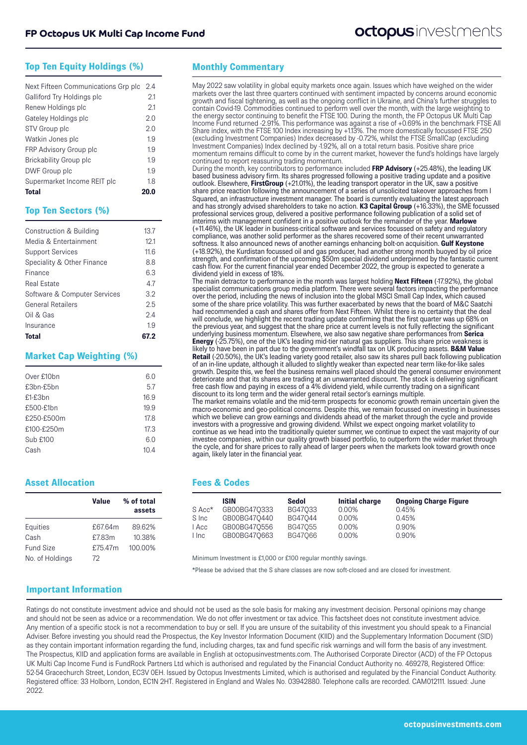## Top Ten Equity Holdings (%)

| | |
|---|---|
| Next Fifteen Communications Grp plc | 2.4 |
| Galliford Try Holdings plc | 2.1 |
| Renew Holdings plc | 2.1 |
| Gateley Holdings plc | 2.0 |
| STV Group plc | 2.0 |
| Watkin Jones plc | 1.9 |
| FRP Advisory Group plc | 1.9 |
| Brickability Group plc | 1.9 |
| DWF Group plc | 1.9 |
| Supermarket Income REIT plc | 1.8 |
| **Total** | **20.0** |

## Top Ten Sectors (%)

| | |
|---|---|
| Construction & Building | 13.7 |
| Media & Entertainment | 12.1 |
| Support Services | 11.6 |
| Speciality & Other Finance | 8.8 |
| Finance | 6.3 |
| Real Estate | 4.7 |
| Software & Computer Services | 3.2 |
| General Retailers | 2.5 |
| Oil & Gas | 2.4 |
| Insurance | 1.9 |
| **Total** | **67.2** |

## Market Cap Weighting (%)

| | |
|---|---|
| Over £10bn | 6.0 |
| £3bn-£5bn | 5.7 |
| £1-£3bn | 16.9 |
| £500-£1bn | 19.9 |
| £250-£500m | 17.8 |
| £100-£250m | 17.3 |
| Sub £100 | 6.0 |
| Cash | 10.4 |

## Asset Allocation

| | Value | % of total assets |
|---|---|---|
| Equities | £67.64m | 89.62% |
| Cash | £7.83m | 10.38% |
| Fund Size | £75.47m | 100.00% |
| No. of Holdings | 72 | |

## Monthly Commentary

May 2022 saw volatility in global equity markets once again. Issues which have weighed on the wider markets over the last three quarters continued with sentiment impacted by concerns around economic growth and fiscal tightening, as well as the ongoing conflict in Ukraine, and China's further struggles to contain Covid-19. Commodities continued to perform well over the month, with the large weighting to the energy sector continuing to benefit the FTSE 100. During the month, the FP Octopus UK Multi Cap Income Fund returned -2.91%. This performance was against a rise of +0.69% in the benchmark FTSE All Share index, with the FTSE 100 Index increasing by +1.13%. The more domestically focussed FTSE 250 (excluding Investment Companies) Index decreased by -0.72%, whilst the FTSE SmallCap (excluding Investment Companies) Index declined by -1.92%, all on a total return basis. Positive share price momentum remains difficult to come by in the current market, however the fund's holdings have largely continued to report reassuring trading momentum.

During the month, key contributors to performance included **FRP Advisory** (+25.48%), the leading UK based business advisory firm. Its shares progressed following a positive trading update and a positive outlook. Elsewhere, **FirstGroup** (+21.01%), the leading transport operator in the UK, saw a positive share price reaction following the announcement of a series of unsolicited takeover approaches from I Squared, an infrastructure investment manager. The board is currently evaluating the latest approach and has strongly advised shareholders to take no action. **K3 Capital Group** (+16.33%), the SME focussed professional services group, delivered a positive performance following publication of a solid set of interims with management confident in a positive outlook for the remainder of the year. **Marlowe** (+11.46%), the UK leader in business-critical software and services focussed on safety and regulatory compliance, was another solid performer as the shares recovered some of their recent unwarranted softness. It also announced news of another earnings enhancing bolt-on acquisition. **Gulf Keystone** (+18.92%), the Kurdistan focussed oil and gas producer, had another strong month buoyed by oil price strength, and confirmation of the upcoming $50m special dividend underpinned by the fantastic current cash flow. For the current financial year ended December 2022, the group is expected to generate a dividend yield in excess of 18%.

The main detractor to performance in the month was largest holding **Next Fifteen** (-17.92%), the global specialist communications group media platform. There were several factors impacting the performance over the period, including the news of inclusion into the global MSCI Small Cap Index, which caused some of the share price volatility. This was further exacerbated by news that the board of M&C Saatchi had recommended a cash and shares offer from Next Fifteen. Whilst there is no certainty that the deal will conclude, we highlight the recent trading update confirming that the first quarter was up 68% on the previous year, and suggest that the share price at current levels is not fully reflecting the significant underlying business momentum. Elsewhere, we also saw negative share performances from **Serica Energy** (-25.75%), one of the UK's leading mid-tier natural gas suppliers. This share price weakness is likely to have been in part due to the government's windfall tax on UK producing assets. **B&M Value Retail** (-20.50%), the UK's leading variety good retailer, also saw its shares pull back following publication of an in-line update, although it alluded to slightly weaker than expected near term like-for-like sales growth. Despite this, we feel the business remains well placed should the general consumer environment deteriorate and that its shares are trading at an unwarranted discount. The stock is delivering significant free cash flow and paying in excess of a 4% dividend yield, while currently trading on a significant discount to its long term and the wider general retail sector's earnings multiple.

The market remains volatile and the mid-term prospects for economic growth remain uncertain given the macro-economic and geo-political concerns. Despite this, we remain focussed on investing in businesses which we believe can grow earnings and dividends ahead of the market through the cycle and provide investors with a progressive and growing dividend. Whilst we expect ongoing market volatility to continue as we head into the traditionally quieter summer, we continue to expect the vast majority of our investee companies , within our quality growth biased portfolio, to outperform the wider market through the cycle, and for share prices to rally ahead of larger peers when the markets look toward growth once again, likely later in the financial year.

## Fees & Codes

| | ISIN | Sedol | Initial charge | Ongoing Charge Figure |
|---|---|---|---|---|
| S Acc* | GB00BG47Q333 | BG47Q33 | 0.00% | 0.45% |
| S Inc | GB00BG47Q440 | BG47Q44 | 0.00% | 0.45% |
| I Acc | GB00BG47Q556 | BG47Q55 | 0.00% | 0.90% |
| I Inc | GB00BG47Q663 | BG47Q66 | 0.00% | 0.90% |

Minimum Investment is £1,000 or £100 regular monthly savings.

*Please be advised that the S share classes are now soft-closed and are closed for investment.

## Important Information

Ratings do not constitute investment advice and should not be used as the sole basis for making any investment decision. Personal opinions may change and should not be seen as advice or a recommendation. We do not offer investment or tax advice. This factsheet does not constitute investment advice. Any mention of a specific stock is not a recommendation to buy or sell. If you are unsure of the suitability of this investment you should speak to a Financial Adviser. Before investing you should read the Prospectus, the Key Investor Information Document (KIID) and the Supplementary Information Document (SID) as they contain important information regarding the fund, including charges, tax and fund specific risk warnings and will form the basis of any investment. The Prospectus, KIID and application forms are available in English at octopusinvestments.com. The Authorised Corporate Director (ACD) of the FP Octopus UK Multi Cap Income Fund is FundRock Partners Ltd which is authorised and regulated by the Financial Conduct Authority no. 469278, Registered Office: 52-54 Gracechurch Street, London, EC3V 0EH. Issued by Octopus Investments Limited, which is authorised and regulated by the Financial Conduct Authority. Registered office: 33 Holborn, London, EC1N 2HT. Registered in England and Wales No. 03942880. Telephone calls are recorded. CAM012111. Issued: June 2022.

octopusinvestments.com